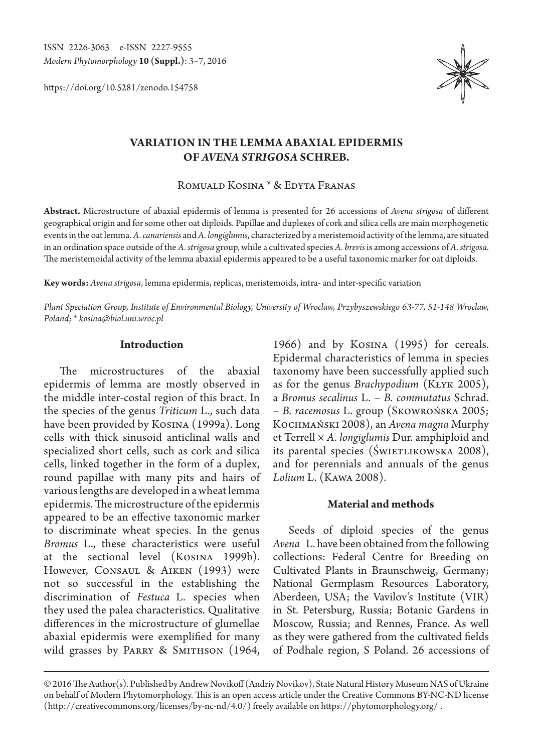ISSN 2226-3063 e-ISSN 2227-9555
*Modern Phytomorphology* **10 (Suppl.)**: 3–7, 2016

https://doi.org/10.5281/zenodo.154758

# VARIATION IN THE LEMMA ABAXIAL EPIDERMIS OF *AVENA STRIGOSA* SCHREB.

Romuald Kosina * & Edyta Franas

**Abstract.** Microstructure of abaxial epidermis of lemma is presented for 26 accessions of *Avena strigosa* of different geographical origin and for some other oat diploids. Papillae and duplexes of cork and silica cells are main morphogenetic events in the oat lemma. *A. canariensis* and *A. longiglumis*, characterized by a meristemoid activity of the lemma, are situated in an ordination space outside of the *A. strigosa* group, while a cultivated species *A. brevis* is among accessions of *A. strigosa*. The meristemoidal activity of the lemma abaxial epidermis appeared to be a useful taxonomic marker for oat diploids.

**Key words:** *Avena strigosa*, lemma epidermis, replicas, meristemoids, intra- and inter-specific variation

*Plant Speciation Group, Institute of Environmental Biology, University of Wroclaw, Przybyszewskiego 63-77, 51-148 Wroclaw, Poland; * kosina@biol.uni.wroc.pl*

## Introduction

The microstructures of the abaxial epidermis of lemma are mostly observed in the middle inter-costal region of this bract. In the species of the genus *Triticum* L., such data have been provided by Kosina (1999a). Long cells with thick sinusoid anticlinal walls and specialized short cells, such as cork and silica cells, linked together in the form of a duplex, round papillae with many pits and hairs of various lengths are developed in a wheat lemma epidermis. The microstructure of the epidermis appeared to be an effective taxonomic marker to discriminate wheat species. In the genus *Bromus* L., these characteristics were useful at the sectional level (Kosina 1999b). However, Consaul & Aiken (1993) were not so successful in the establishing the discrimination of *Festuca* L. species when they used the palea characteristics. Qualitative differences in the microstructure of glumellae abaxial epidermis were exemplified for many wild grasses by Parry & Smithson (1964, 1966) and by Kosina (1995) for cereals. Epidermal characteristics of lemma in species taxonomy have been successfully applied such as for the genus *Brachypodium* (Kłyk 2005), a *Bromus secalinus* L. – *B. commutatus* Schrad. – *B. racemosus* L. group (Skowrońska 2005; Kochmański 2008), an *Avena magna* Murphy et Terrell × *A. longiglumis* Dur. amphiploid and its parental species (Świetlikowska 2008), and for perennials and annuals of the genus *Lolium* L. (Kawa 2008).

## Material and methods

Seeds of diploid species of the genus *Avena* L. have been obtained from the following collections: Federal Centre for Breeding on Cultivated Plants in Braunschweig, Germany; National Germplasm Resources Laboratory, Aberdeen, USA; the Vavilov's Institute (VIR) in St. Petersburg, Russia; Botanic Gardens in Moscow, Russia; and Rennes, France. As well as they were gathered from the cultivated fields of Podhale region, S Poland. 26 accessions of

© 2016 The Author(s). Published by Andrew Novikoff (Andriy Novikov), State Natural History Museum NAS of Ukraine on behalf of Modern Phytomorphology. This is an open access article under the Creative Commons BY-NC-ND license (http://creativecommons.org/licenses/by-nc-nd/4.0/) freely available on https://phytomorphology.org/ .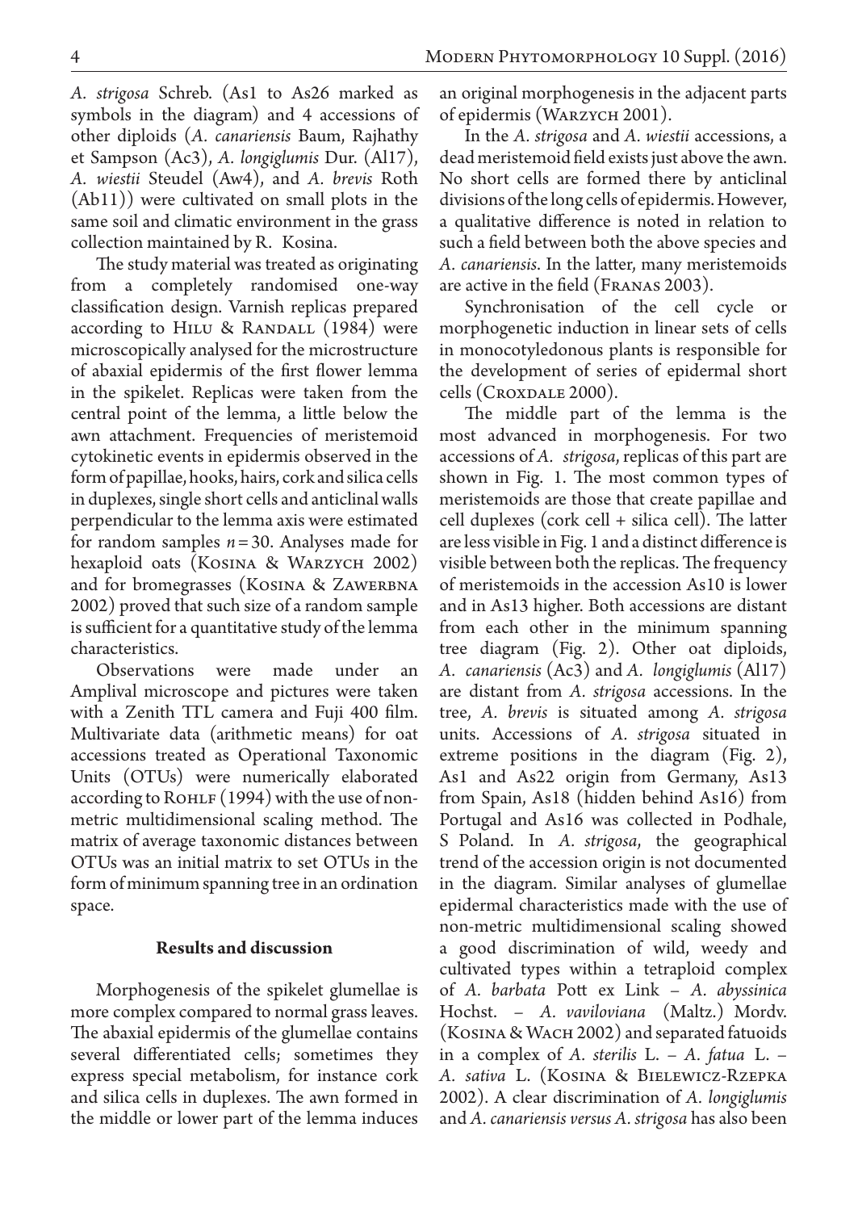*A. strigosa* Schreb. (As1 to As26 marked as symbols in the diagram) and 4 accessions of other diploids (*A. canariensis* Baum, Rajhathy et Sampson (Ac3), *A. longiglumis* Dur. (Al17), *A. wiestii* Steudel (Aw4), and *A. brevis* Roth (Ab11)) were cultivated on small plots in the same soil and climatic environment in the grass collection maintained by R. Kosina.

The study material was treated as originating from a completely randomised one-way classification design. Varnish replicas prepared according to Hilu & Randall (1984) were microscopically analysed for the microstructure of abaxial epidermis of the first flower lemma in the spikelet. Replicas were taken from the central point of the lemma, a little below the awn attachment. Frequencies of meristemoid cytokinetic events in epidermis observed in the form of papillae, hooks, hairs, cork and silica cells in duplexes, single short cells and anticlinal walls perpendicular to the lemma axis were estimated for random samples $n = 30$. Analyses made for hexaploid oats (Kosina & Warzych 2002) and for bromegrasses (Kosina & Zawerbna 2002) proved that such size of a random sample is sufficient for a quantitative study of the lemma characteristics.

Observations were made under an Amplival microscope and pictures were taken with a Zenith TTL camera and Fuji 400 film. Multivariate data (arithmetic means) for oat accessions treated as Operational Taxonomic Units (OTUs) were numerically elaborated according to Rohlf (1994) with the use of non-metric multidimensional scaling method. The matrix of average taxonomic distances between OTUs was an initial matrix to set OTUs in the form of minimum spanning tree in an ordination space.

## Results and discussion

Morphogenesis of the spikelet glumellae is more complex compared to normal grass leaves. The abaxial epidermis of the glumellae contains several differentiated cells; sometimes they express special metabolism, for instance cork and silica cells in duplexes. The awn formed in the middle or lower part of the lemma induces an original morphogenesis in the adjacent parts of epidermis (Warzych 2001).

In the *A. strigosa* and *A. wiestii* accessions, a dead meristemoid field exists just above the awn. No short cells are formed there by anticlinal divisions of the long cells of epidermis. However, a qualitative difference is noted in relation to such a field between both the above species and *A. canariensis*. In the latter, many meristemoids are active in the field (Franas 2003).

Synchronisation of the cell cycle or morphogenetic induction in linear sets of cells in monocotyledonous plants is responsible for the development of series of epidermal short cells (Croxdale 2000).

The middle part of the lemma is the most advanced in morphogenesis. For two accessions of *A. strigosa*, replicas of this part are shown in Fig. 1. The most common types of meristemoids are those that create papillae and cell duplexes (cork cell + silica cell). The latter are less visible in Fig. 1 and a distinct difference is visible between both the replicas. The frequency of meristemoids in the accession As10 is lower and in As13 higher. Both accessions are distant from each other in the minimum spanning tree diagram (Fig. 2). Other oat diploids, *A. canariensis* (Ac3) and *A. longiglumis* (Al17) are distant from *A. strigosa* accessions. In the tree, *A. brevis* is situated among *A. strigosa* units. Accessions of *A. strigosa* situated in extreme positions in the diagram (Fig. 2), As1 and As22 origin from Germany, As13 from Spain, As18 (hidden behind As16) from Portugal and As16 was collected in Podhale, S Poland. In *A. strigosa*, the geographical trend of the accession origin is not documented in the diagram. Similar analyses of glumellae epidermal characteristics made with the use of non-metric multidimensional scaling showed a good discrimination of wild, weedy and cultivated types within a tetraploid complex of *A. barbata* Pott ex Link – *A. abyssinica* Hochst. – *A. vaviloviana* (Maltz.) Mordv. (Kosina & Wach 2002) and separated fatuoids in a complex of *A. sterilis* L. – *A. fatua* L. – *A. sativa* L. (Kosina & Bielewicz-Rzepka 2002). A clear discrimination of *A. longiglumis* and *A. canariensis versus A. strigosa* has also been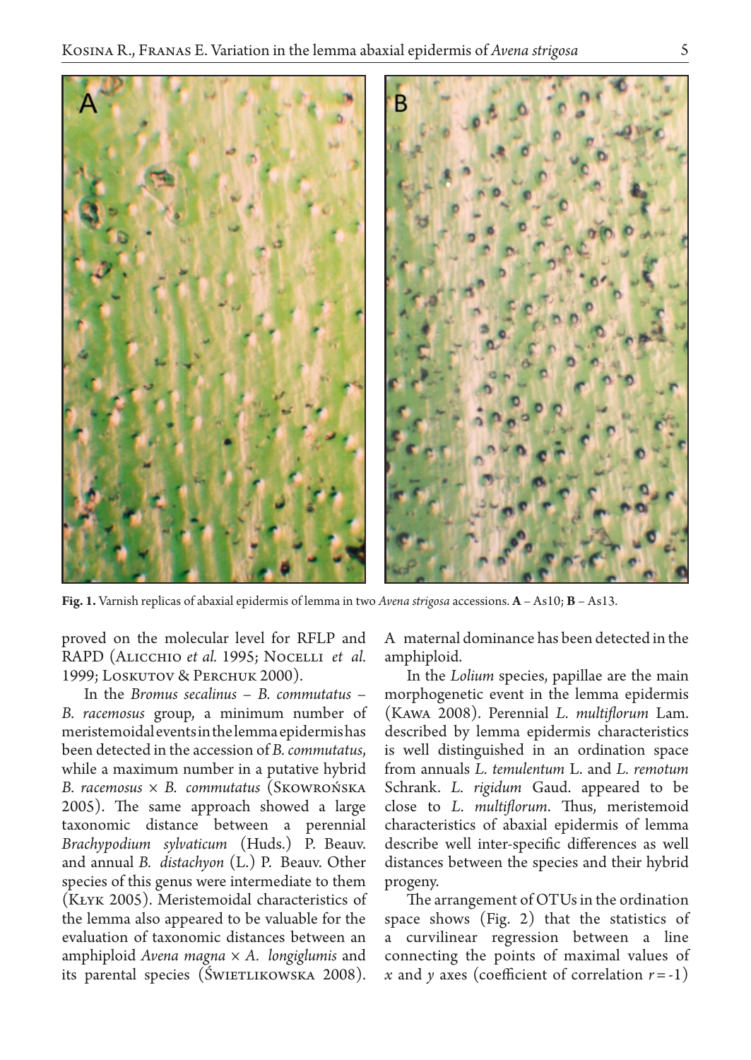**Fig. 1.** Varnish replicas of abaxial epidermis of lemma in two *Avena strigosa* accessions. **A** – As10; **B** – As13.

proved on the molecular level for RFLP and RAPD (Alicchio *et al.* 1995; Nocelli *et al.* 1999; Loskutov & Perchuk 2000).

In the *Bromus secalinus* – *B. commutatus* – *B. racemosus* group, a minimum number of meristemoidal events in the lemma epidermis has been detected in the accession of *B. commutatus*, while a maximum number in a putative hybrid *B. racemosus* × *B. commutatus* (Skowrońska 2005). The same approach showed a large taxonomic distance between a perennial *Brachypodium sylvaticum* (Huds.) P. Beauv. and annual *B. distachyon* (L.) P. Beauv. Other species of this genus were intermediate to them (Kłyk 2005). Meristemoidal characteristics of the lemma also appeared to be valuable for the evaluation of taxonomic distances between an amphiploid *Avena magna* × *A. longiglumis* and its parental species (Świetlikowska 2008). A maternal dominance has been detected in the amphiploid.

In the *Lolium* species, papillae are the main morphogenetic event in the lemma epidermis (Kawa 2008). Perennial *L. multiflorum* Lam. described by lemma epidermis characteristics is well distinguished in an ordination space from annuals *L. temulentum* L. and *L. remotum* Schrank. *L. rigidum* Gaud. appeared to be close to *L. multiflorum*. Thus, meristemoid characteristics of abaxial epidermis of lemma describe well inter-specific differences as well distances between the species and their hybrid progeny.

The arrangement of OTUs in the ordination space shows (Fig. 2) that the statistics of a curvilinear regression between a line connecting the points of maximal values of $x$ and $y$ axes (coefficient of correlation $r = -1$)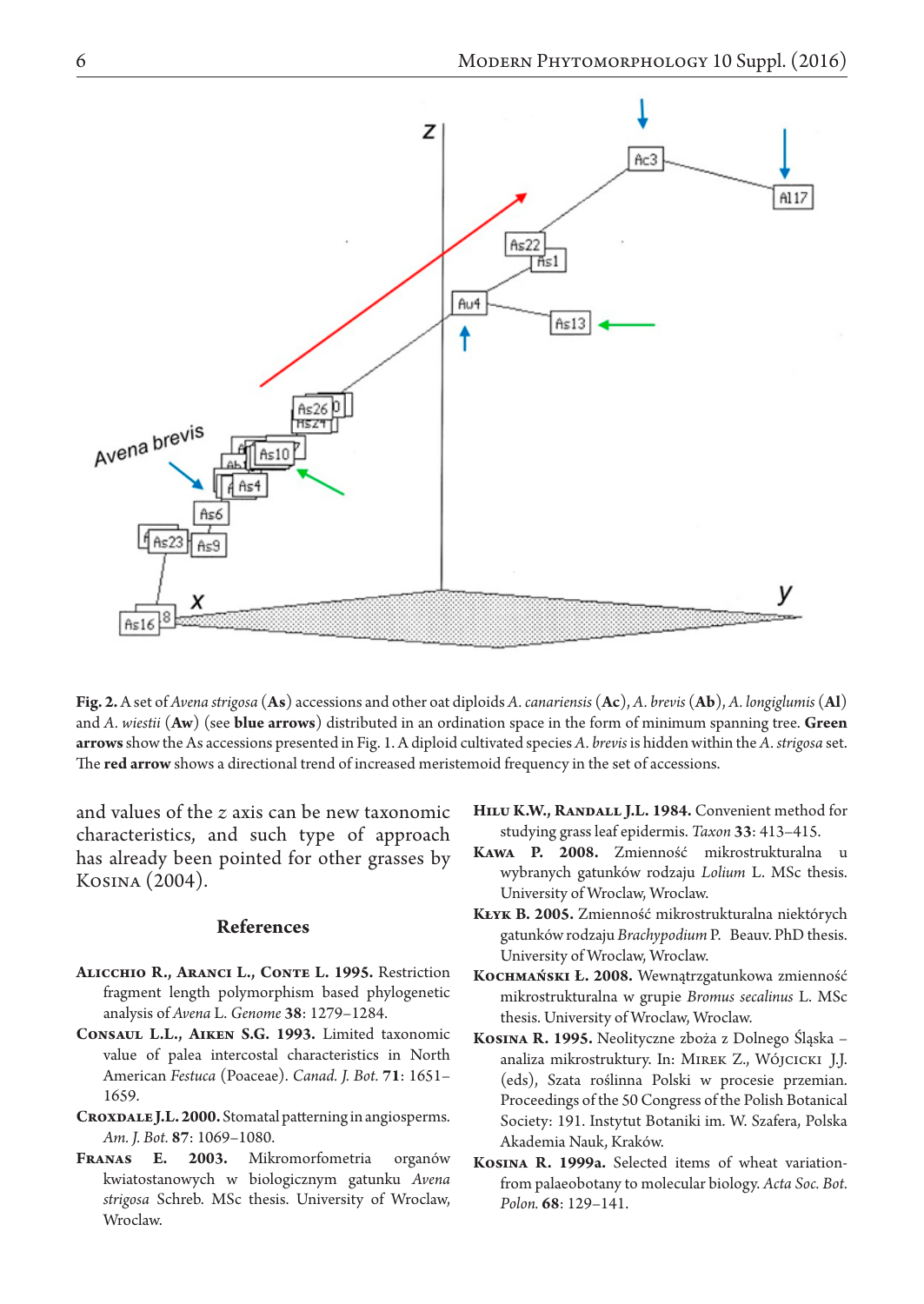**Fig. 2.** A set of *Avena strigosa* (**As**) accessions and other oat diploids *A. canariensis* (**Ac**), *A. brevis* (**Ab**), *A. longiglumis* (**Al**) and *A. wiestii* (**Aw**) (see **blue arrows**) distributed in an ordination space in the form of minimum spanning tree. **Green arrows** show the As accessions presented in Fig. 1. A diploid cultivated species *A. brevis* is hidden within the *A. strigosa* set. The **red arrow** shows a directional trend of increased meristemoid frequency in the set of accessions.

and values of the *z* axis can be new taxonomic characteristics, and such type of approach has already been pointed for other grasses by Kosina (2004).

## References

**Alicchio R., Aranci L., Conte L. 1995.** Restriction fragment length polymorphism based phylogenetic analysis of *Avena* L. *Genome* **38**: 1279–1284.

**Consaul L.L., Aiken S.G. 1993.** Limited taxonomic value of palea intercostal characteristics in North American *Festuca* (Poaceae). *Canad. J. Bot.* **71**: 1651–1659.

**Croxdale J.L. 2000.** Stomatal patterning in angiosperms. *Am. J. Bot.* **87**: 1069–1080.

**Franas E. 2003.** Mikromorfometria organów kwiatostanowych w biologicznym gatunku *Avena strigosa* Schreb. MSc thesis. University of Wroclaw, Wroclaw.

**Hilu K.W., Randall J.L. 1984.** Convenient method for studying grass leaf epidermis. *Taxon* **33**: 413–415.

**Kawa P. 2008.** Zmienność mikrostrukturalna u wybranych gatunków rodzaju *Lolium* L. MSc thesis. University of Wroclaw, Wroclaw.

**Kłyk B. 2005.** Zmienność mikrostrukturalna niektórych gatunków rodzaju *Brachypodium* P. Beauv. PhD thesis. University of Wroclaw, Wroclaw.

**Kochmański Ł. 2008.** Wewnątrzgatunkowa zmienność mikrostrukturalna w grupie *Bromus secalinus* L. MSc thesis. University of Wroclaw, Wroclaw.

**Kosina R. 1995.** Neolityczne zboża z Dolnego Śląska – analiza mikrostruktury. In: Mirek Z., Wójcicki J.J. (eds), Szata roślinna Polski w procesie przemian. Proceedings of the 50 Congress of the Polish Botanical Society: 191. Instytut Botaniki im. W. Szafera, Polska Akademia Nauk, Kraków.

**Kosina R. 1999a.** Selected items of wheat variation-from palaeobotany to molecular biology. *Acta Soc. Bot. Polon.* **68**: 129–141.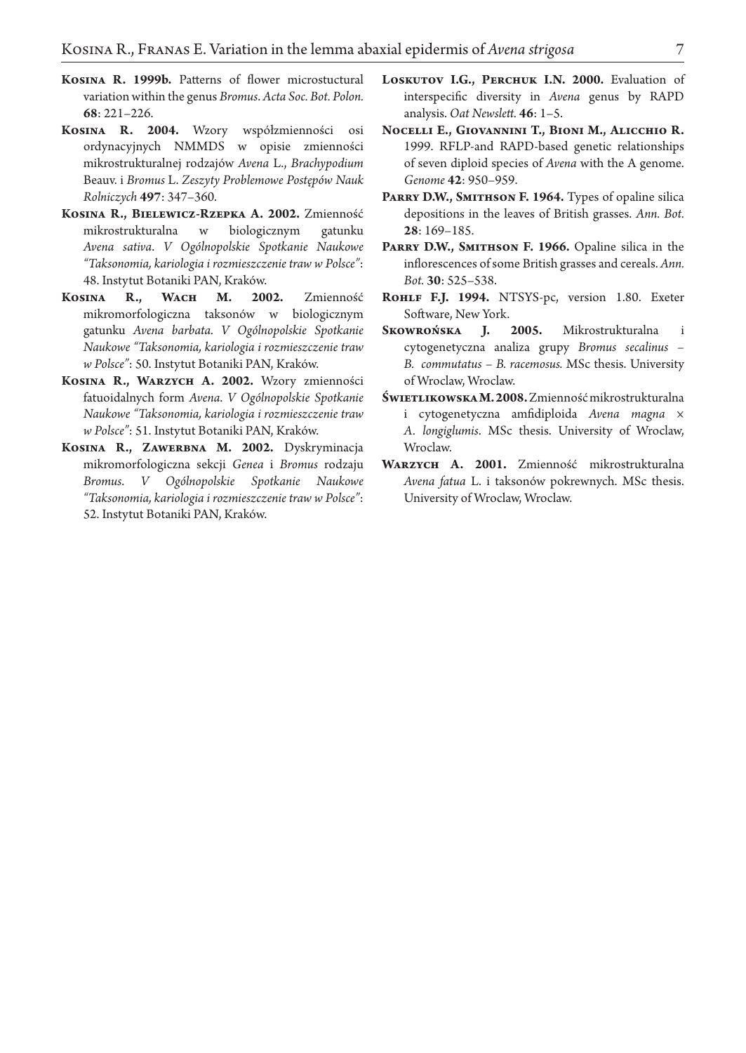**Kosina R. 1999b.** Patterns of flower microstuctural variation within the genus *Bromus*. *Acta Soc. Bot. Polon.* **68**: 221–226.

**Kosina R. 2004.** Wzory współzmienności osi ordynacyjnych NMMDS w opisie zmienności mikrostrukturalnej rodzajów *Avena* L., *Brachypodium* Beauv. i *Bromus* L. *Zeszyty Problemowe Postępów Nauk Rolniczych* **497**: 347–360.

**Kosina R., Bielewicz-Rzepka A. 2002.** Zmienność mikrostrukturalna w biologicznym gatunku *Avena sativa*. *V Ogólnopolskie Spotkanie Naukowe "Taksonomia, kariologia i rozmieszczenie traw w Polsce"*: 48. Instytut Botaniki PAN, Kraków.

**Kosina R., Wach M. 2002.** Zmienność mikromorfologiczna taksonów w biologicznym gatunku *Avena barbata*. *V Ogólnopolskie Spotkanie Naukowe "Taksonomia, kariologia i rozmieszczenie traw w Polsce"*: 50. Instytut Botaniki PAN, Kraków.

**Kosina R., Warzych A. 2002.** Wzory zmienności fatuoidalnych form *Avena*. *V Ogólnopolskie Spotkanie Naukowe "Taksonomia, kariologia i rozmieszczenie traw w Polsce"*: 51. Instytut Botaniki PAN, Kraków.

**Kosina R., Zawerbna M. 2002.** Dyskryminacja mikromorfologiczna sekcji *Genea* i *Bromus* rodzaju *Bromus*. *V Ogólnopolskie Spotkanie Naukowe "Taksonomia, kariologia i rozmieszczenie traw w Polsce"*: 52. Instytut Botaniki PAN, Kraków.

**Loskutov I.G., Perchuk I.N. 2000.** Evaluation of interspecific diversity in *Avena* genus by RAPD analysis. *Oat Newslett.* **46**: 1–5.

**Nocelli E., Giovannini T., Bioni M., Alicchio R.** 1999. RFLP-and RAPD-based genetic relationships of seven diploid species of *Avena* with the A genome. *Genome* **42**: 950–959.

**Parry D.W., Smithson F. 1964.** Types of opaline silica depositions in the leaves of British grasses. *Ann. Bot.* **28**: 169–185.

**Parry D.W., Smithson F. 1966.** Opaline silica in the inflorescences of some British grasses and cereals. *Ann. Bot.* **30**: 525–538.

**Rohlf F.J. 1994.** NTSYS-pc, version 1.80. Exeter Software, New York.

**Skowrońska J. 2005.** Mikrostrukturalna i cytogenetyczna analiza grupy *Bromus secalinus – B. commutatus – B. racemosus.* MSc thesis. University of Wroclaw, Wroclaw.

**Świetlikowska M. 2008.** Zmienność mikrostrukturalna i cytogenetyczna amfidiploida *Avena magna* × *A. longiglumis*. MSc thesis. University of Wroclaw, Wroclaw.

**Warzych A. 2001.** Zmienność mikrostrukturalna *Avena fatua* L. i taksonów pokrewnych. MSc thesis. University of Wroclaw, Wroclaw.